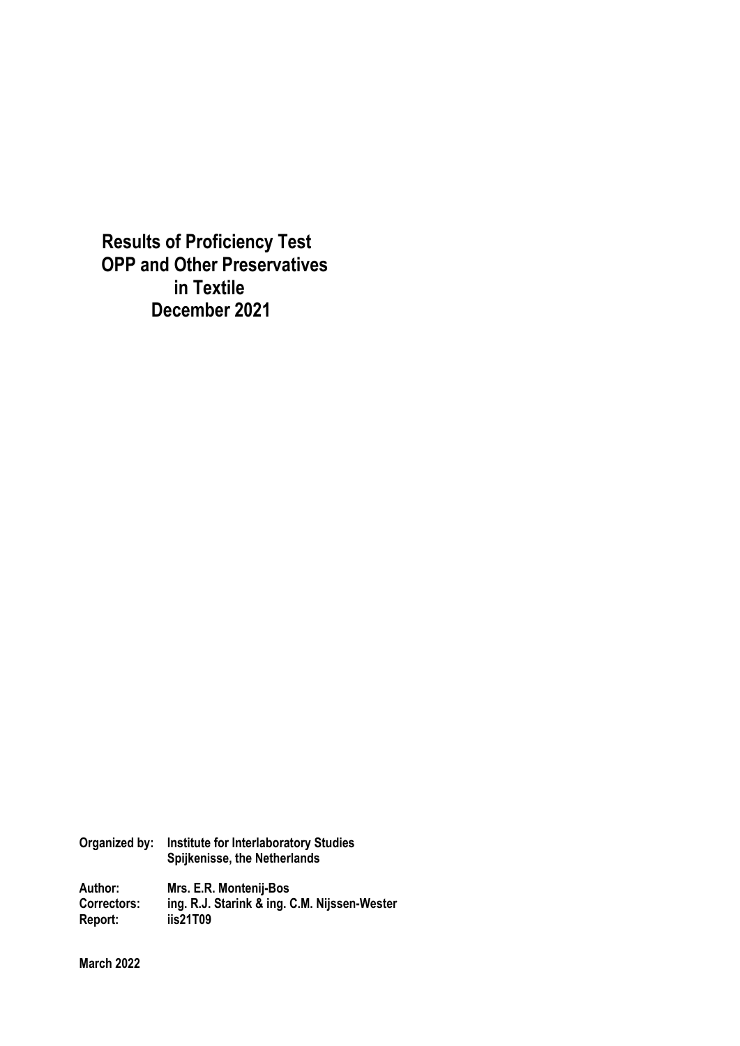# Results of Proficiency Test OPP and Other Preservatives in Textile December 2021

**Organized by:** Institute for Interlaboratory Studies
Spijkenisse, the Netherlands

**Author:** Mrs. E.R. Montenij-Bos
**Correctors:** ing. R.J. Starink & ing. C.M. Nijssen-Wester
**Report:** iis21T09

**March 2022**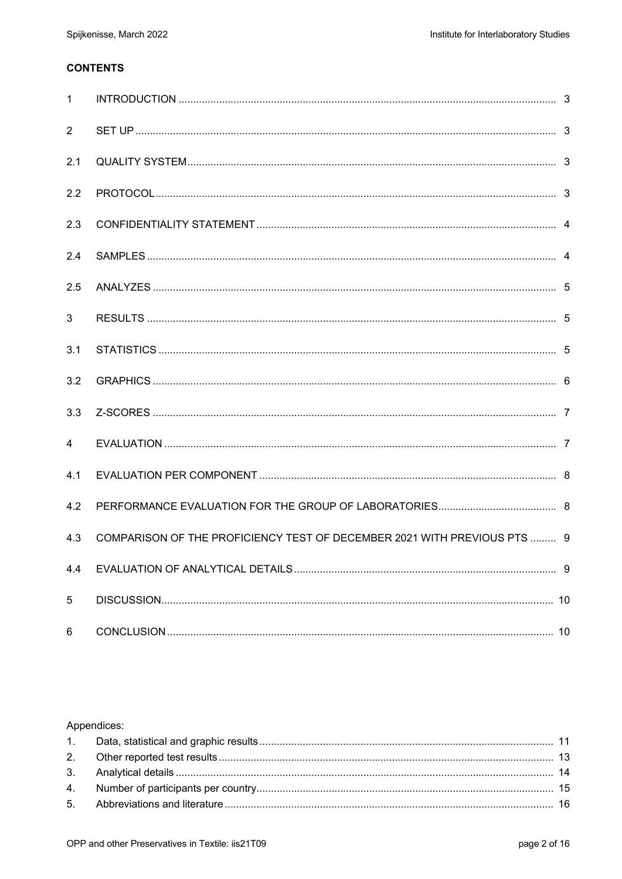**CONTENTS**

| | | |
|---|---|---|
| 1 | INTRODUCTION | 3 |
| 2 | SET UP | 3 |
| 2.1 | QUALITY SYSTEM | 3 |
| 2.2 | PROTOCOL | 3 |
| 2.3 | CONFIDENTIALITY STATEMENT | 4 |
| 2.4 | SAMPLES | 4 |
| 2.5 | ANALYZES | 5 |
| 3 | RESULTS | 5 |
| 3.1 | STATISTICS | 5 |
| 3.2 | GRAPHICS | 6 |
| 3.3 | Z-SCORES | 7 |
| 4 | EVALUATION | 7 |
| 4.1 | EVALUATION PER COMPONENT | 8 |
| 4.2 | PERFORMANCE EVALUATION FOR THE GROUP OF LABORATORIES | 8 |
| 4.3 | COMPARISON OF THE PROFICIENCY TEST OF DECEMBER 2021 WITH PREVIOUS PTS | 9 |
| 4.4 | EVALUATION OF ANALYTICAL DETAILS | 9 |
| 5 | DISCUSSION | 10 |
| 6 | CONCLUSION | 10 |

Appendices:

| | | |
|---|---|---|
| 1. | Data, statistical and graphic results | 11 |
| 2. | Other reported test results | 13 |
| 3. | Analytical details | 14 |
| 4. | Number of participants per country | 15 |
| 5. | Abbreviations and literature | 16 |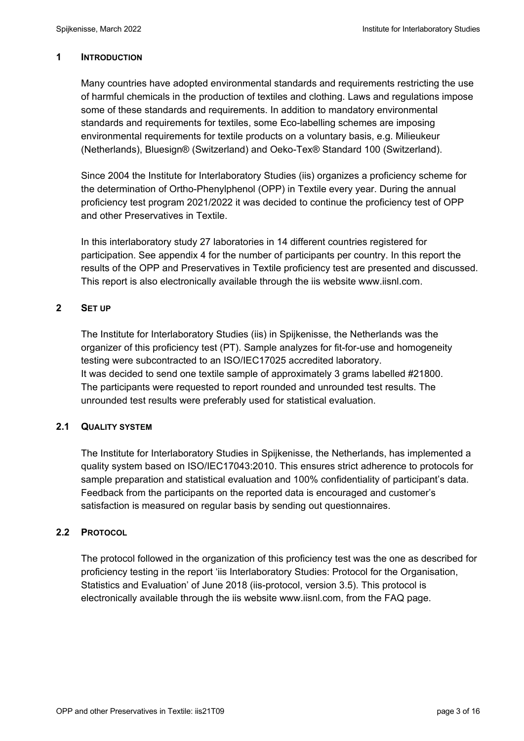## 1 INTRODUCTION

Many countries have adopted environmental standards and requirements restricting the use of harmful chemicals in the production of textiles and clothing. Laws and regulations impose some of these standards and requirements. In addition to mandatory environmental standards and requirements for textiles, some Eco-labelling schemes are imposing environmental requirements for textile products on a voluntary basis, e.g. Milieukeur (Netherlands), Bluesign® (Switzerland) and Oeko-Tex® Standard 100 (Switzerland).

Since 2004 the Institute for Interlaboratory Studies (iis) organizes a proficiency scheme for the determination of Ortho-Phenylphenol (OPP) in Textile every year. During the annual proficiency test program 2021/2022 it was decided to continue the proficiency test of OPP and other Preservatives in Textile.

In this interlaboratory study 27 laboratories in 14 different countries registered for participation. See appendix 4 for the number of participants per country. In this report the results of the OPP and Preservatives in Textile proficiency test are presented and discussed. This report is also electronically available through the iis website www.iisnl.com.

## 2 SET UP

The Institute for Interlaboratory Studies (iis) in Spijkenisse, the Netherlands was the organizer of this proficiency test (PT). Sample analyzes for fit-for-use and homogeneity testing were subcontracted to an ISO/IEC17025 accredited laboratory.
It was decided to send one textile sample of approximately 3 grams labelled #21800.
The participants were requested to report rounded and unrounded test results. The unrounded test results were preferably used for statistical evaluation.

### 2.1 QUALITY SYSTEM

The Institute for Interlaboratory Studies in Spijkenisse, the Netherlands, has implemented a quality system based on ISO/IEC17043:2010. This ensures strict adherence to protocols for sample preparation and statistical evaluation and 100% confidentiality of participant's data. Feedback from the participants on the reported data is encouraged and customer's satisfaction is measured on regular basis by sending out questionnaires.

### 2.2 PROTOCOL

The protocol followed in the organization of this proficiency test was the one as described for proficiency testing in the report 'iis Interlaboratory Studies: Protocol for the Organisation, Statistics and Evaluation' of June 2018 (iis-protocol, version 3.5). This protocol is electronically available through the iis website www.iisnl.com, from the FAQ page.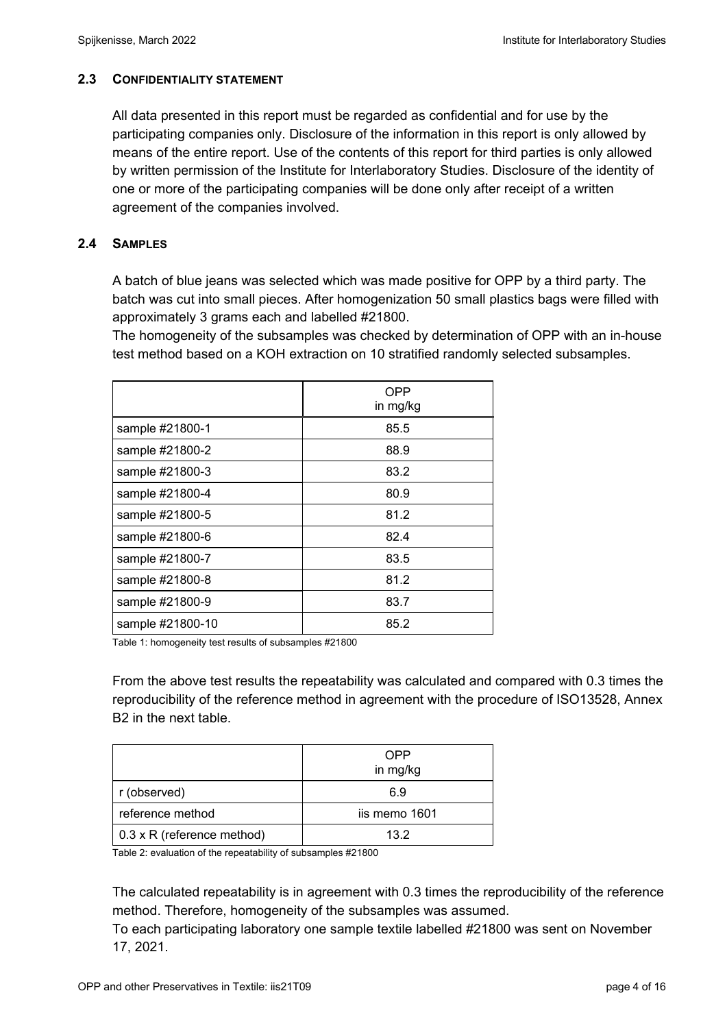### 2.3 CONFIDENTIALITY STATEMENT

All data presented in this report must be regarded as confidential and for use by the participating companies only. Disclosure of the information in this report is only allowed by means of the entire report. Use of the contents of this report for third parties is only allowed by written permission of the Institute for Interlaboratory Studies. Disclosure of the identity of one or more of the participating companies will be done only after receipt of a written agreement of the companies involved.

### 2.4 SAMPLES

A batch of blue jeans was selected which was made positive for OPP by a third party. The batch was cut into small pieces. After homogenization 50 small plastics bags were filled with approximately 3 grams each and labelled #21800.

The homogeneity of the subsamples was checked by determination of OPP with an in-house test method based on a KOH extraction on 10 stratified randomly selected subsamples.

| | OPP in mg/kg |
|---|---|
| sample #21800-1 | 85.5 |
| sample #21800-2 | 88.9 |
| sample #21800-3 | 83.2 |
| sample #21800-4 | 80.9 |
| sample #21800-5 | 81.2 |
| sample #21800-6 | 82.4 |
| sample #21800-7 | 83.5 |
| sample #21800-8 | 81.2 |
| sample #21800-9 | 83.7 |
| sample #21800-10 | 85.2 |

Table 1: homogeneity test results of subsamples #21800

From the above test results the repeatability was calculated and compared with 0.3 times the reproducibility of the reference method in agreement with the procedure of ISO13528, Annex B2 in the next table.

| | OPP in mg/kg |
|---|---|
| r (observed) | 6.9 |
| reference method | iis memo 1601 |
| 0.3 x R (reference method) | 13.2 |

Table 2: evaluation of the repeatability of subsamples #21800

The calculated repeatability is in agreement with 0.3 times the reproducibility of the reference method. Therefore, homogeneity of the subsamples was assumed.

To each participating laboratory one sample textile labelled #21800 was sent on November 17, 2021.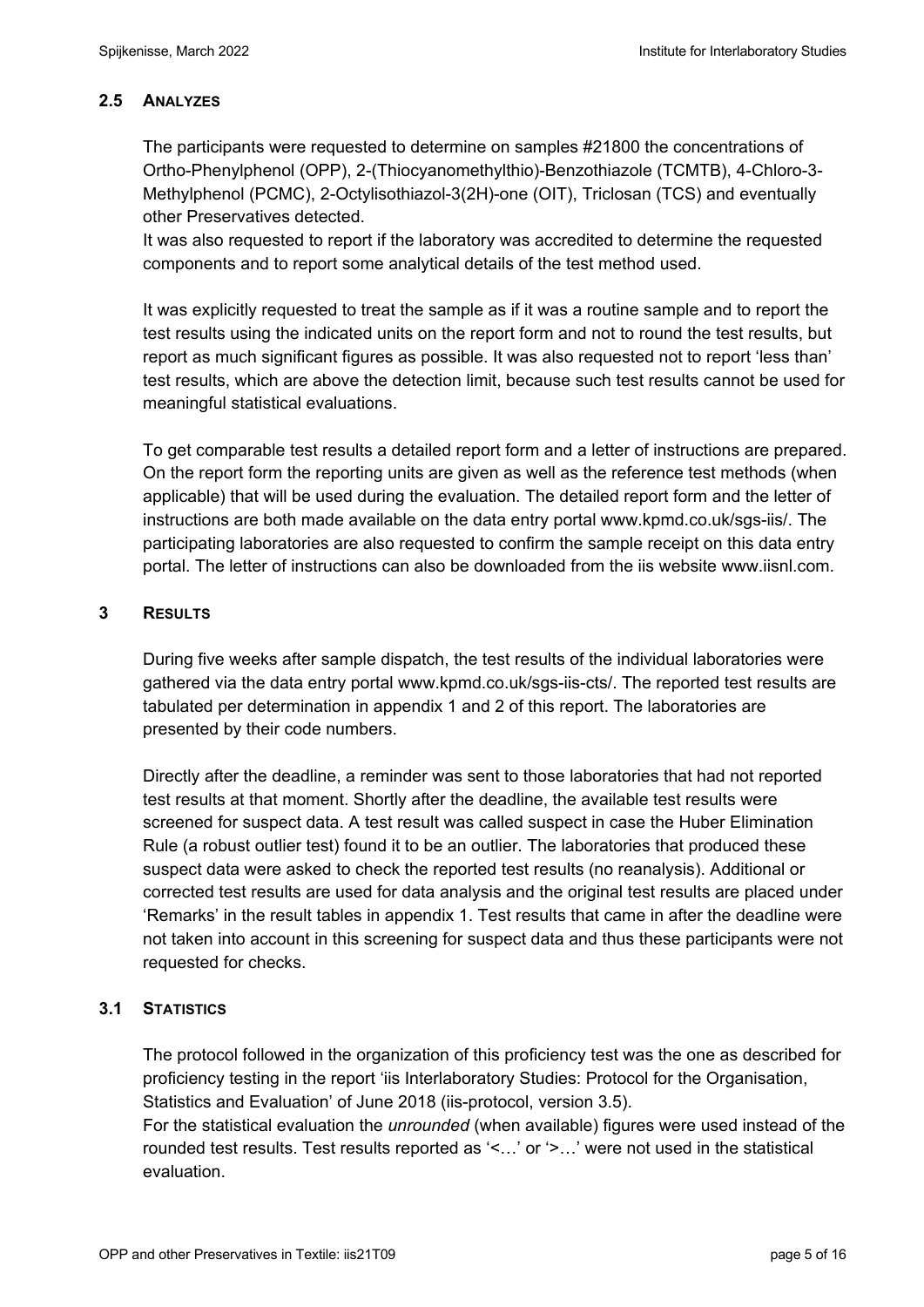## 2.5 ANALYZES

The participants were requested to determine on samples #21800 the concentrations of Ortho-Phenylphenol (OPP), 2-(Thiocyanomethylthio)-Benzothiazole (TCMTB), 4-Chloro-3-Methylphenol (PCMC), 2-Octylisothiazol-3(2H)-one (OIT), Triclosan (TCS) and eventually other Preservatives detected.
It was also requested to report if the laboratory was accredited to determine the requested components and to report some analytical details of the test method used.

It was explicitly requested to treat the sample as if it was a routine sample and to report the test results using the indicated units on the report form and not to round the test results, but report as much significant figures as possible. It was also requested not to report 'less than' test results, which are above the detection limit, because such test results cannot be used for meaningful statistical evaluations.

To get comparable test results a detailed report form and a letter of instructions are prepared. On the report form the reporting units are given as well as the reference test methods (when applicable) that will be used during the evaluation. The detailed report form and the letter of instructions are both made available on the data entry portal www.kpmd.co.uk/sgs-iis/. The participating laboratories are also requested to confirm the sample receipt on this data entry portal. The letter of instructions can also be downloaded from the iis website www.iisnl.com.

# 3 RESULTS

During five weeks after sample dispatch, the test results of the individual laboratories were gathered via the data entry portal www.kpmd.co.uk/sgs-iis-cts/. The reported test results are tabulated per determination in appendix 1 and 2 of this report. The laboratories are presented by their code numbers.

Directly after the deadline, a reminder was sent to those laboratories that had not reported test results at that moment. Shortly after the deadline, the available test results were screened for suspect data. A test result was called suspect in case the Huber Elimination Rule (a robust outlier test) found it to be an outlier. The laboratories that produced these suspect data were asked to check the reported test results (no reanalysis). Additional or corrected test results are used for data analysis and the original test results are placed under 'Remarks' in the result tables in appendix 1. Test results that came in after the deadline were not taken into account in this screening for suspect data and thus these participants were not requested for checks.

## 3.1 STATISTICS

The protocol followed in the organization of this proficiency test was the one as described for proficiency testing in the report 'iis Interlaboratory Studies: Protocol for the Organisation, Statistics and Evaluation' of June 2018 (iis-protocol, version 3.5).
For the statistical evaluation the *unrounded* (when available) figures were used instead of the rounded test results. Test results reported as '<…' or '>…' were not used in the statistical evaluation.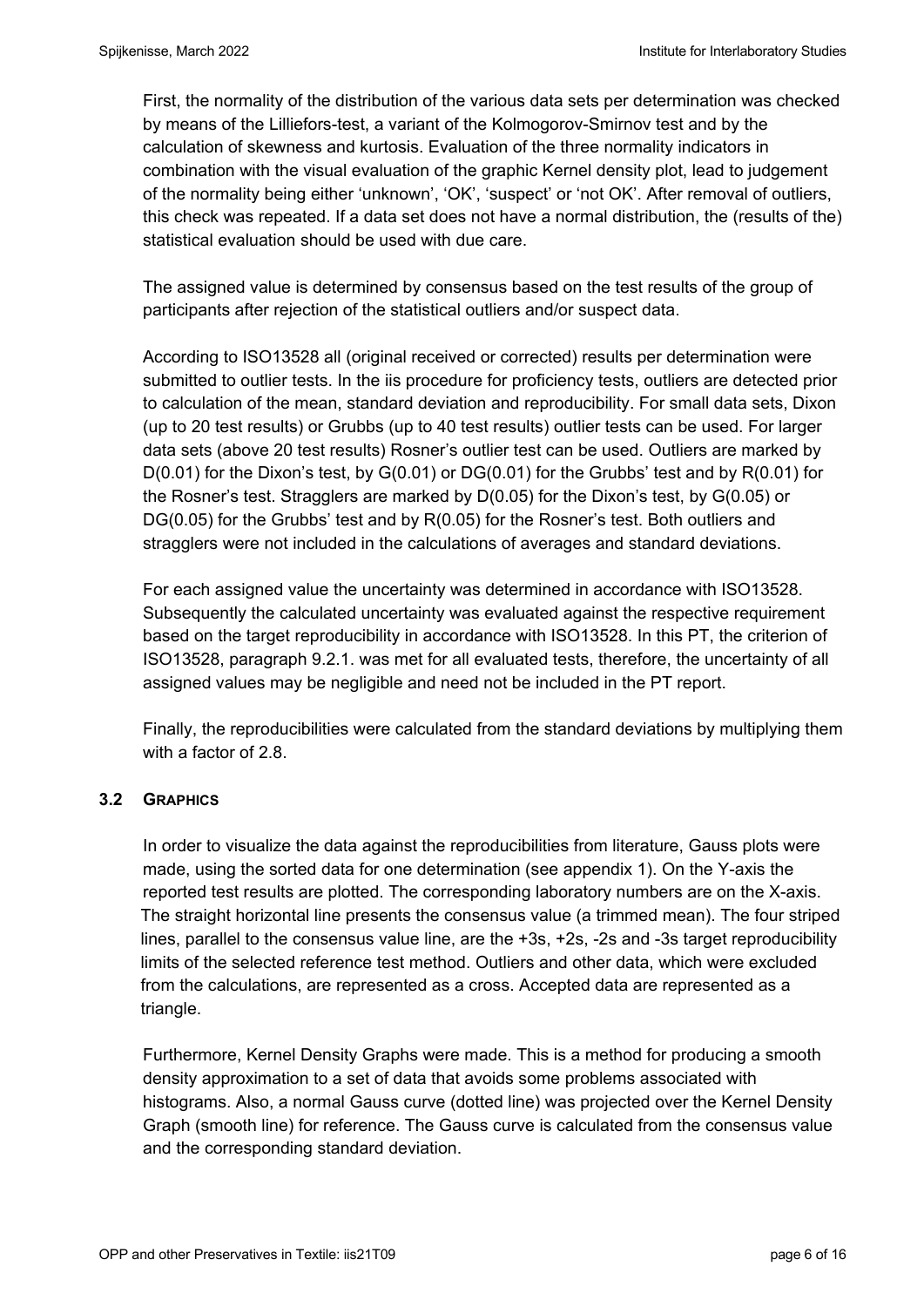First, the normality of the distribution of the various data sets per determination was checked by means of the Lilliefors-test, a variant of the Kolmogorov-Smirnov test and by the calculation of skewness and kurtosis. Evaluation of the three normality indicators in combination with the visual evaluation of the graphic Kernel density plot, lead to judgement of the normality being either 'unknown', 'OK', 'suspect' or 'not OK'. After removal of outliers, this check was repeated. If a data set does not have a normal distribution, the (results of the) statistical evaluation should be used with due care.

The assigned value is determined by consensus based on the test results of the group of participants after rejection of the statistical outliers and/or suspect data.

According to ISO13528 all (original received or corrected) results per determination were submitted to outlier tests. In the iis procedure for proficiency tests, outliers are detected prior to calculation of the mean, standard deviation and reproducibility. For small data sets, Dixon (up to 20 test results) or Grubbs (up to 40 test results) outlier tests can be used. For larger data sets (above 20 test results) Rosner's outlier test can be used. Outliers are marked by D(0.01) for the Dixon's test, by G(0.01) or DG(0.01) for the Grubbs' test and by R(0.01) for the Rosner's test. Stragglers are marked by D(0.05) for the Dixon's test, by G(0.05) or DG(0.05) for the Grubbs' test and by R(0.05) for the Rosner's test. Both outliers and stragglers were not included in the calculations of averages and standard deviations.

For each assigned value the uncertainty was determined in accordance with ISO13528. Subsequently the calculated uncertainty was evaluated against the respective requirement based on the target reproducibility in accordance with ISO13528. In this PT, the criterion of ISO13528, paragraph 9.2.1. was met for all evaluated tests, therefore, the uncertainty of all assigned values may be negligible and need not be included in the PT report.

Finally, the reproducibilities were calculated from the standard deviations by multiplying them with a factor of 2.8.

### 3.2 GRAPHICS

In order to visualize the data against the reproducibilities from literature, Gauss plots were made, using the sorted data for one determination (see appendix 1). On the Y-axis the reported test results are plotted. The corresponding laboratory numbers are on the X-axis. The straight horizontal line presents the consensus value (a trimmed mean). The four striped lines, parallel to the consensus value line, are the +3s, +2s, -2s and -3s target reproducibility limits of the selected reference test method. Outliers and other data, which were excluded from the calculations, are represented as a cross. Accepted data are represented as a triangle.

Furthermore, Kernel Density Graphs were made. This is a method for producing a smooth density approximation to a set of data that avoids some problems associated with histograms. Also, a normal Gauss curve (dotted line) was projected over the Kernel Density Graph (smooth line) for reference. The Gauss curve is calculated from the consensus value and the corresponding standard deviation.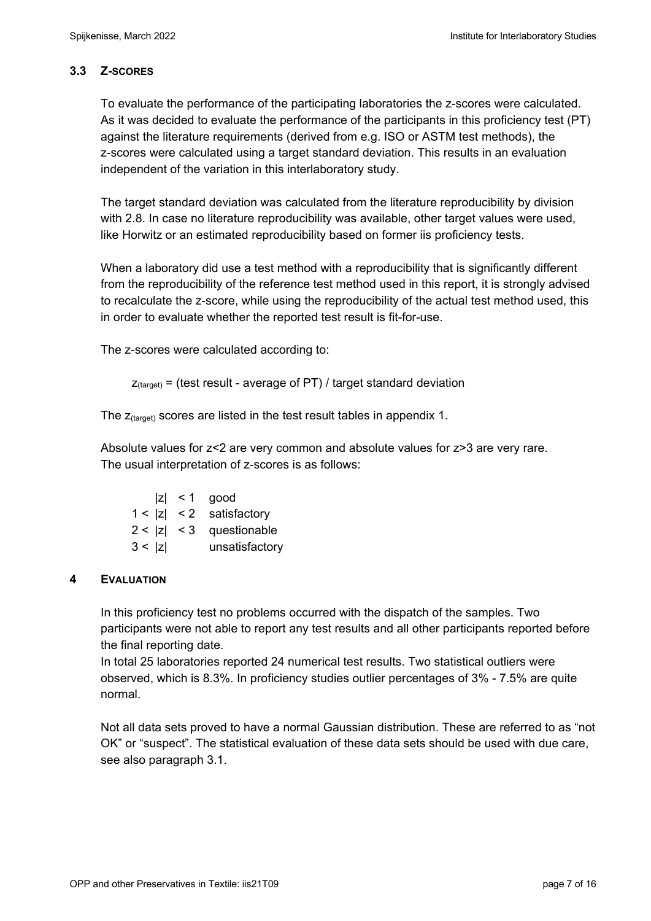### 3.3 Z-SCORES

To evaluate the performance of the participating laboratories the z-scores were calculated. As it was decided to evaluate the performance of the participants in this proficiency test (PT) against the literature requirements (derived from e.g. ISO or ASTM test methods), the z-scores were calculated using a target standard deviation. This results in an evaluation independent of the variation in this interlaboratory study.

The target standard deviation was calculated from the literature reproducibility by division with 2.8. In case no literature reproducibility was available, other target values were used, like Horwitz or an estimated reproducibility based on former iis proficiency tests.

When a laboratory did use a test method with a reproducibility that is significantly different from the reproducibility of the reference test method used in this report, it is strongly advised to recalculate the z-score, while using the reproducibility of the actual test method used, this in order to evaluate whether the reported test result is fit-for-use.

The z-scores were calculated according to:

$$z_{(target)} = \text{(test result - average of PT) / target standard deviation}$$

The $z_{(target)}$ scores are listed in the test result tables in appendix 1.

Absolute values for z<2 are very common and absolute values for z>3 are very rare.
The usual interpretation of z-scores is as follows:

| | |
|---|---|
| $\|z\| < 1$ | good |
| $1 < \|z\| < 2$ | satisfactory |
| $2 < \|z\| < 3$ | questionable |
| $3 < \|z\|$ | unsatisfactory |

## 4 EVALUATION

In this proficiency test no problems occurred with the dispatch of the samples. Two participants were not able to report any test results and all other participants reported before the final reporting date.
In total 25 laboratories reported 24 numerical test results. Two statistical outliers were observed, which is 8.3%. In proficiency studies outlier percentages of 3% - 7.5% are quite normal.

Not all data sets proved to have a normal Gaussian distribution. These are referred to as "not OK" or "suspect". The statistical evaluation of these data sets should be used with due care, see also paragraph 3.1.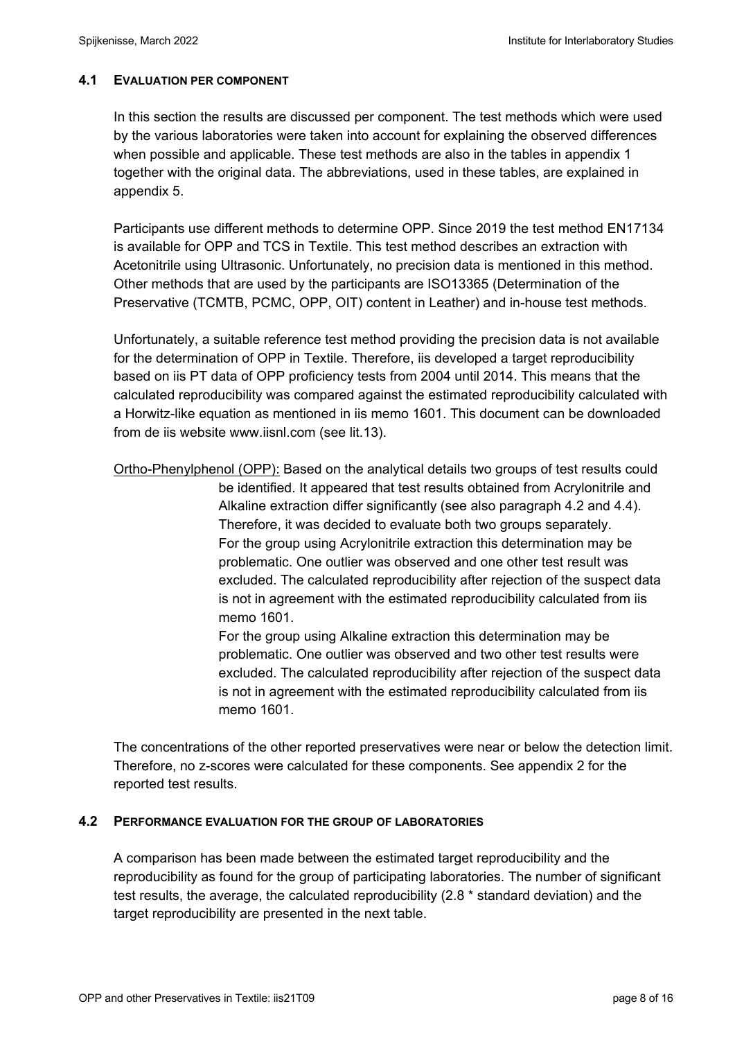### 4.1 EVALUATION PER COMPONENT

In this section the results are discussed per component. The test methods which were used by the various laboratories were taken into account for explaining the observed differences when possible and applicable. These test methods are also in the tables in appendix 1 together with the original data. The abbreviations, used in these tables, are explained in appendix 5.

Participants use different methods to determine OPP. Since 2019 the test method EN17134 is available for OPP and TCS in Textile. This test method describes an extraction with Acetonitrile using Ultrasonic. Unfortunately, no precision data is mentioned in this method. Other methods that are used by the participants are ISO13365 (Determination of the Preservative (TCMTB, PCMC, OPP, OIT) content in Leather) and in-house test methods.

Unfortunately, a suitable reference test method providing the precision data is not available for the determination of OPP in Textile. Therefore, iis developed a target reproducibility based on iis PT data of OPP proficiency tests from 2004 until 2014. This means that the calculated reproducibility was compared against the estimated reproducibility calculated with a Horwitz-like equation as mentioned in iis memo 1601. This document can be downloaded from de iis website www.iisnl.com (see lit.13).

Ortho-Phenylphenol (OPP): Based on the analytical details two groups of test results could be identified. It appeared that test results obtained from Acrylonitrile and Alkaline extraction differ significantly (see also paragraph 4.2 and 4.4). Therefore, it was decided to evaluate both two groups separately.
For the group using Acrylonitrile extraction this determination may be problematic. One outlier was observed and one other test result was excluded. The calculated reproducibility after rejection of the suspect data is not in agreement with the estimated reproducibility calculated from iis memo 1601.
For the group using Alkaline extraction this determination may be problematic. One outlier was observed and two other test results were excluded. The calculated reproducibility after rejection of the suspect data is not in agreement with the estimated reproducibility calculated from iis memo 1601.

The concentrations of the other reported preservatives were near or below the detection limit. Therefore, no z-scores were calculated for these components. See appendix 2 for the reported test results.

### 4.2 PERFORMANCE EVALUATION FOR THE GROUP OF LABORATORIES

A comparison has been made between the estimated target reproducibility and the reproducibility as found for the group of participating laboratories. The number of significant test results, the average, the calculated reproducibility (2.8 * standard deviation) and the target reproducibility are presented in the next table.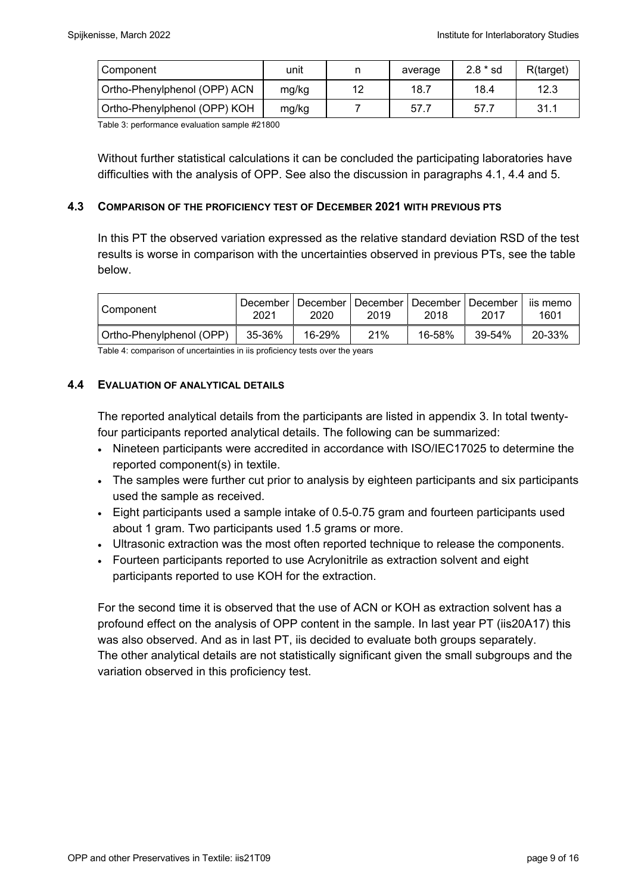| Component | unit | n | average | 2.8 * sd | R(target) |
|---|---|---|---|---|---|
| Ortho-Phenylphenol (OPP) ACN | mg/kg | 12 | 18.7 | 18.4 | 12.3 |
| Ortho-Phenylphenol (OPP) KOH | mg/kg | 7 | 57.7 | 57.7 | 31.1 |

Table 3: performance evaluation sample #21800

Without further statistical calculations it can be concluded the participating laboratories have difficulties with the analysis of OPP. See also the discussion in paragraphs 4.1, 4.4 and 5.

### 4.3 COMPARISON OF THE PROFICIENCY TEST OF DECEMBER 2021 WITH PREVIOUS PTS

In this PT the observed variation expressed as the relative standard deviation RSD of the test results is worse in comparison with the uncertainties observed in previous PTs, see the table below.

| Component | December 2021 | December 2020 | December 2019 | December 2018 | December 2017 | iis memo 1601 |
|---|---|---|---|---|---|---|
| Ortho-Phenylphenol (OPP) | 35-36% | 16-29% | 21% | 16-58% | 39-54% | 20-33% |

Table 4: comparison of uncertainties in iis proficiency tests over the years

### 4.4 EVALUATION OF ANALYTICAL DETAILS

The reported analytical details from the participants are listed in appendix 3. In total twenty-four participants reported analytical details. The following can be summarized:

- Nineteen participants were accredited in accordance with ISO/IEC17025 to determine the reported component(s) in textile.
- The samples were further cut prior to analysis by eighteen participants and six participants used the sample as received.
- Eight participants used a sample intake of 0.5-0.75 gram and fourteen participants used about 1 gram. Two participants used 1.5 grams or more.
- Ultrasonic extraction was the most often reported technique to release the components.
- Fourteen participants reported to use Acrylonitrile as extraction solvent and eight participants reported to use KOH for the extraction.

For the second time it is observed that the use of ACN or KOH as extraction solvent has a profound effect on the analysis of OPP content in the sample. In last year PT (iis20A17) this was also observed. And as in last PT, iis decided to evaluate both groups separately. The other analytical details are not statistically significant given the small subgroups and the variation observed in this proficiency test.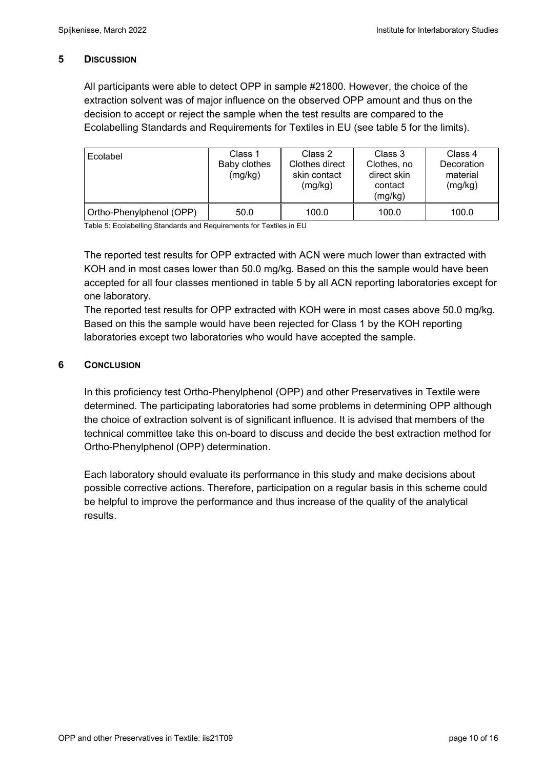## 5 DISCUSSION

All participants were able to detect OPP in sample #21800. However, the choice of the extraction solvent was of major influence on the observed OPP amount and thus on the decision to accept or reject the sample when the test results are compared to the Ecolabelling Standards and Requirements for Textiles in EU (see table 5 for the limits).

| Ecolabel | Class 1 Baby clothes (mg/kg) | Class 2 Clothes direct skin contact (mg/kg) | Class 3 Clothes, no direct skin contact (mg/kg) | Class 4 Decoration material (mg/kg) |
|---|---|---|---|---|
| Ortho-Phenylphenol (OPP) | 50.0 | 100.0 | 100.0 | 100.0 |

Table 5: Ecolabelling Standards and Requirements for Textiles in EU

The reported test results for OPP extracted with ACN were much lower than extracted with KOH and in most cases lower than 50.0 mg/kg. Based on this the sample would have been accepted for all four classes mentioned in table 5 by all ACN reporting laboratories except for one laboratory.

The reported test results for OPP extracted with KOH were in most cases above 50.0 mg/kg. Based on this the sample would have been rejected for Class 1 by the KOH reporting laboratories except two laboratories who would have accepted the sample.

## 6 CONCLUSION

In this proficiency test Ortho-Phenylphenol (OPP) and other Preservatives in Textile were determined. The participating laboratories had some problems in determining OPP although the choice of extraction solvent is of significant influence. It is advised that members of the technical committee take this on-board to discuss and decide the best extraction method for Ortho-Phenylphenol (OPP) determination.

Each laboratory should evaluate its performance in this study and make decisions about possible corrective actions. Therefore, participation on a regular basis in this scheme could be helpful to improve the performance and thus increase of the quality of the analytical results.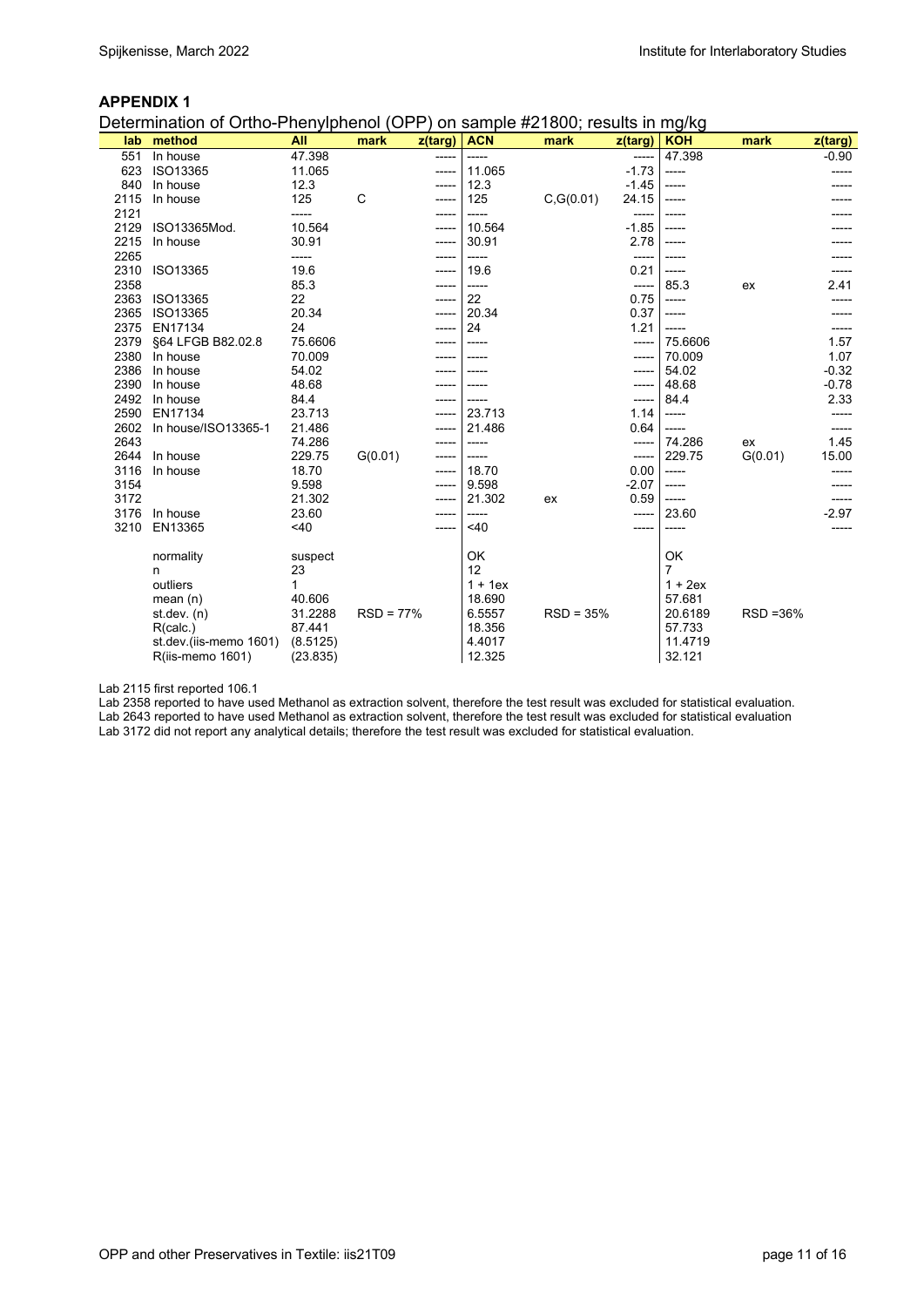**APPENDIX 1**

Determination of Ortho-Phenylphenol (OPP) on sample #21800; results in mg/kg

| lab | method | All | mark | z(targ) | ACN | mark | z(targ) | KOH | mark | z(targ) |
|---|---|---|---|---|---|---|---|---|---|---|
| 551 | In house | 47.398 | | ----- | ----- | | ----- | 47.398 | | -0.90 |
| 623 | ISO13365 | 11.065 | | ----- | 11.065 | | -1.73 | ----- | | ----- |
| 840 | In house | 12.3 | | ----- | 12.3 | | -1.45 | ----- | | ----- |
| 2115 | In house | 125 | C | ----- | 125 | C,G(0.01) | 24.15 | ----- | | ----- |
| 2121 | | ----- | | ----- | ----- | | ----- | ----- | | ----- |
| 2129 | ISO13365Mod. | 10.564 | | ----- | 10.564 | | -1.85 | ----- | | ----- |
| 2215 | In house | 30.91 | | ----- | 30.91 | | 2.78 | ----- | | ----- |
| 2265 | | ----- | | ----- | ----- | | ----- | ----- | | ----- |
| 2310 | ISO13365 | 19.6 | | ----- | 19.6 | | 0.21 | ----- | | ----- |
| 2358 | | 85.3 | | ----- | ----- | | ----- | 85.3 | ex | 2.41 |
| 2363 | ISO13365 | 22 | | ----- | 22 | | 0.75 | ----- | | ----- |
| 2365 | ISO13365 | 20.34 | | ----- | 20.34 | | 0.37 | ----- | | ----- |
| 2375 | EN17134 | 24 | | ----- | 24 | | 1.21 | ----- | | ----- |
| 2379 | §64 LFGB B82.02.8 | 75.6606 | | ----- | ----- | | ----- | 75.6606 | | 1.57 |
| 2380 | In house | 70.009 | | ----- | ----- | | ----- | 70.009 | | 1.07 |
| 2386 | In house | 54.02 | | ----- | ----- | | ----- | 54.02 | | -0.32 |
| 2390 | In house | 48.68 | | ----- | ----- | | ----- | 48.68 | | -0.78 |
| 2492 | In house | 84.4 | | ----- | ----- | | ----- | 84.4 | | 2.33 |
| 2590 | EN17134 | 23.713 | | ----- | 23.713 | | 1.14 | ----- | | ----- |
| 2602 | In house/ISO13365-1 | 21.486 | | ----- | 21.486 | | 0.64 | ----- | | ----- |
| 2643 | | 74.286 | | ----- | ----- | | ----- | 74.286 | ex | 1.45 |
| 2644 | In house | 229.75 | G(0.01) | ----- | ----- | | ----- | 229.75 | G(0.01) | 15.00 |
| 3116 | In house | 18.70 | | ----- | 18.70 | | 0.00 | ----- | | ----- |
| 3154 | | 9.598 | | ----- | 9.598 | | -2.07 | ----- | | ----- |
| 3172 | | 21.302 | | ----- | 21.302 | ex | 0.59 | ----- | | ----- |
| 3176 | In house | 23.60 | | ----- | ----- | | ----- | 23.60 | | -2.97 |
| 3210 | EN13365 | <40 | | ----- | <40 | | ----- | ----- | | ----- |
| | normality | suspect | | | OK | | | OK | | |
| | n | 23 | | | 12 | | | 7 | | |
| | outliers | 1 | | | 1 + 1ex | | | 1 + 2ex | | |
| | mean (n) | 40.606 | | | 18.690 | | | 57.681 | | |
| | st.dev. (n) | 31.2288 | RSD = 77% | | 6.5557 | RSD = 35% | | 20.6189 | RSD =36% | |
| | R(calc.) | 87.441 | | | 18.356 | | | 57.733 | | |
| | st.dev.(iis-memo 1601) | (8.5125) | | | 4.4017 | | | 11.4719 | | |
| | R(iis-memo 1601) | (23.835) | | | 12.325 | | | 32.121 | | |

Lab 2115 first reported 106.1
Lab 2358 reported to have used Methanol as extraction solvent, therefore the test result was excluded for statistical evaluation.
Lab 2643 reported to have used Methanol as extraction solvent, therefore the test result was excluded for statistical evaluation
Lab 3172 did not report any analytical details; therefore the test result was excluded for statistical evaluation.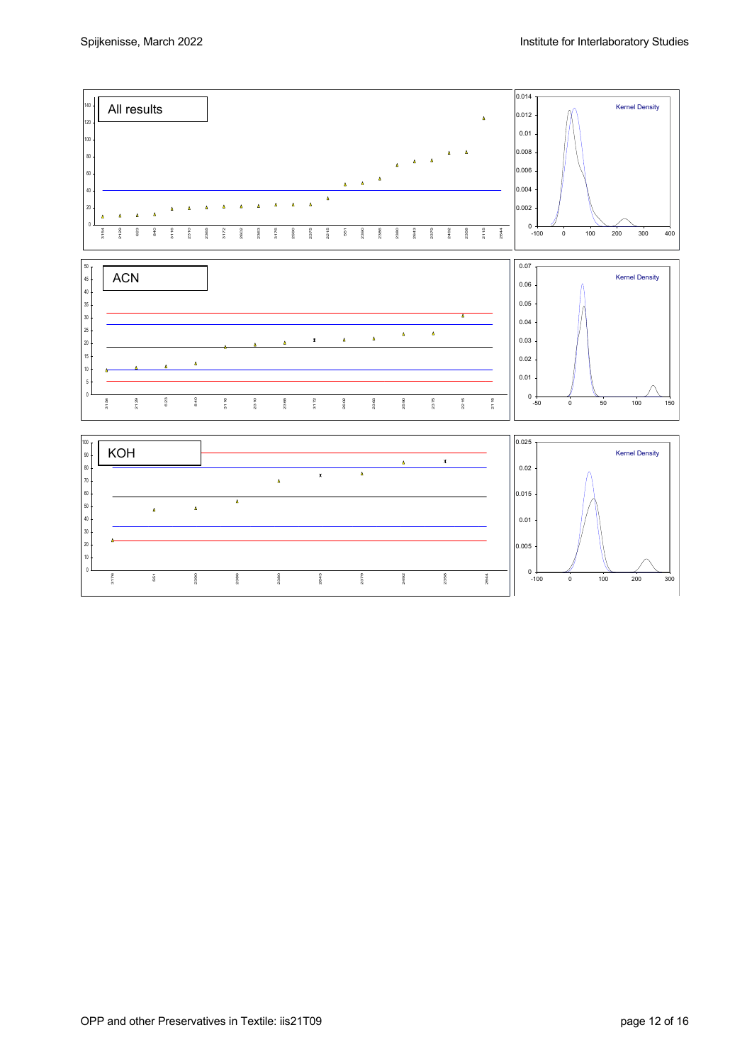All results

ACN

KOH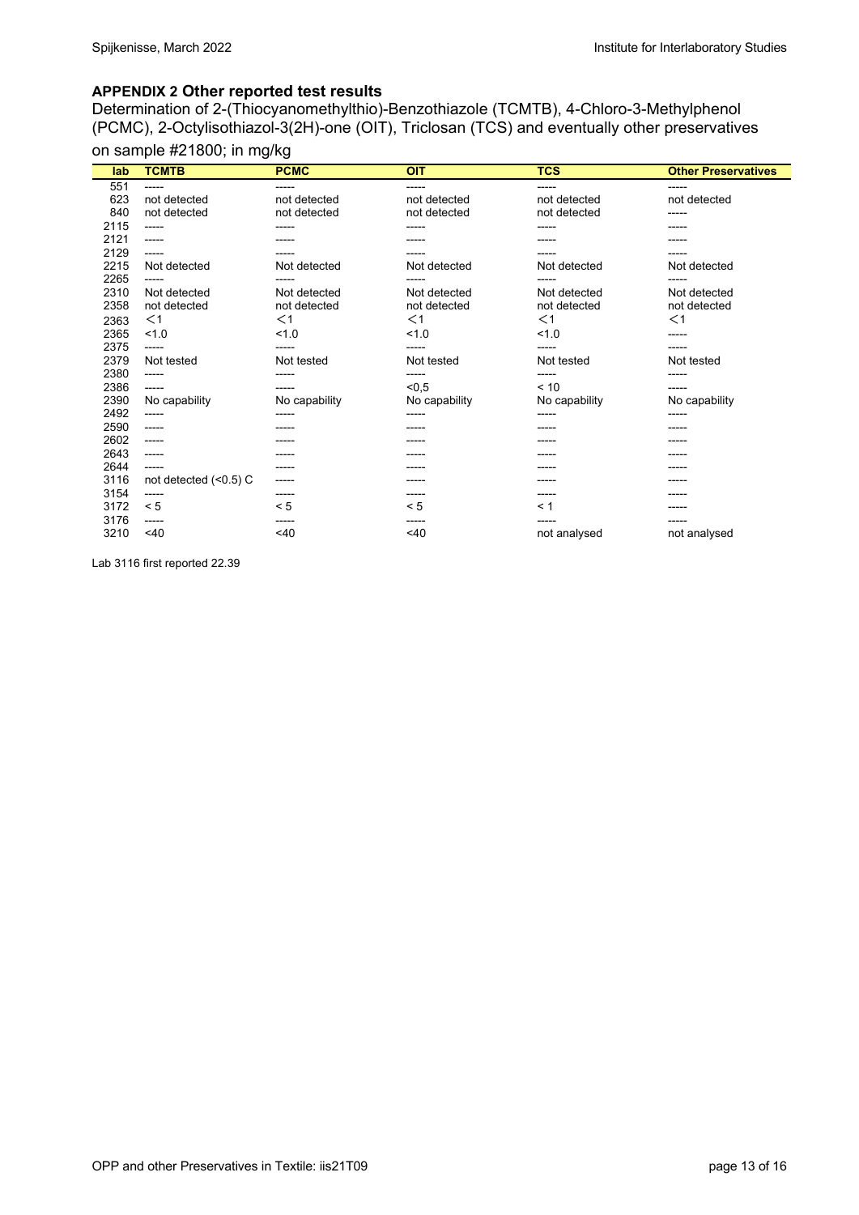## APPENDIX 2 Other reported test results

Determination of 2-(Thiocyanomethylthio)-Benzothiazole (TCMTB), 4-Chloro-3-Methylphenol (PCMC), 2-Octylisothiazol-3(2H)-one (OIT), Triclosan (TCS) and eventually other preservatives on sample #21800; in mg/kg

| lab | TCMTB | PCMC | OIT | TCS | Other Preservatives |
|---|---|---|---|---|---|
| 551 | ----- | ----- | ----- | ----- | ----- |
| 623 | not detected | not detected | not detected | not detected | not detected |
| 840 | not detected | not detected | not detected | not detected | ----- |
| 2115 | ----- | ----- | ----- | ----- | ----- |
| 2121 | ----- | ----- | ----- | ----- | ----- |
| 2129 | ----- | ----- | ----- | ----- | ----- |
| 2215 | Not detected | Not detected | Not detected | Not detected | Not detected |
| 2265 | ----- | ----- | ----- | ----- | ----- |
| 2310 | Not detected | Not detected | Not detected | Not detected | Not detected |
| 2358 | not detected | not detected | not detected | not detected | not detected |
| 2363 | <1 | <1 | <1 | <1 | <1 |
| 2365 | <1.0 | <1.0 | <1.0 | <1.0 | ----- |
| 2375 | ----- | ----- | ----- | ----- | ----- |
| 2379 | Not tested | Not tested | Not tested | Not tested | Not tested |
| 2380 | ----- | ----- | ----- | ----- | ----- |
| 2386 | ----- | ----- | <0,5 | < 10 | ----- |
| 2390 | No capability | No capability | No capability | No capability | No capability |
| 2492 | ----- | ----- | ----- | ----- | ----- |
| 2590 | ----- | ----- | ----- | ----- | ----- |
| 2602 | ----- | ----- | ----- | ----- | ----- |
| 2643 | ----- | ----- | ----- | ----- | ----- |
| 2644 | ----- | ----- | ----- | ----- | ----- |
| 3116 | not detected (<0.5) C | ----- | ----- | ----- | ----- |
| 3154 | ----- | ----- | ----- | ----- | ----- |
| 3172 | < 5 | < 5 | < 5 | < 1 | ----- |
| 3176 | ----- | ----- | ----- | ----- | ----- |
| 3210 | <40 | <40 | <40 | not analysed | not analysed |

Lab 3116 first reported 22.39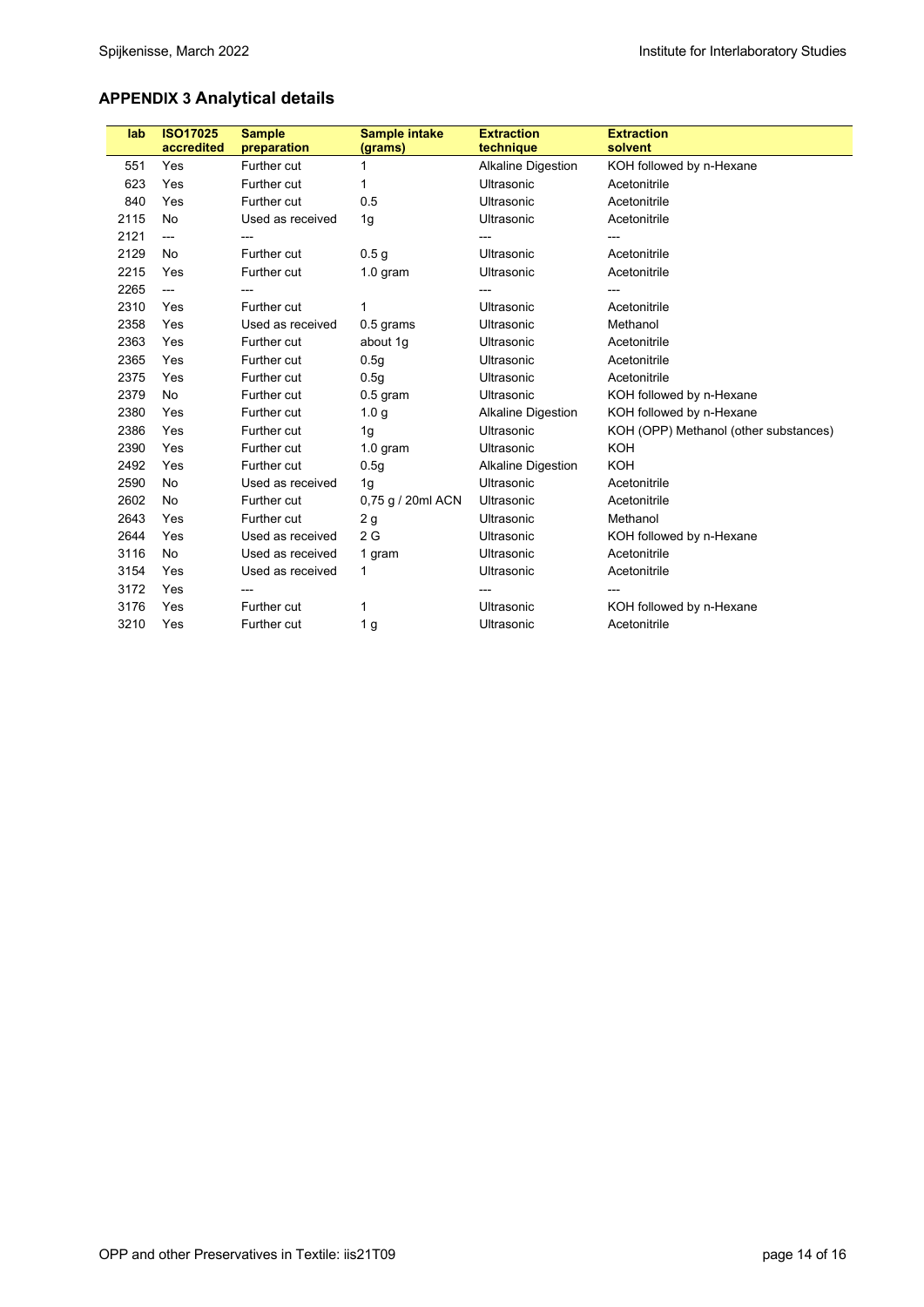## APPENDIX 3 Analytical details

| lab | ISO17025 accredited | Sample preparation | Sample intake (grams) | Extraction technique | Extraction solvent |
|---|---|---|---|---|---|
| 551 | Yes | Further cut | 1 | Alkaline Digestion | KOH followed by n-Hexane |
| 623 | Yes | Further cut | 1 | Ultrasonic | Acetonitrile |
| 840 | Yes | Further cut | 0.5 | Ultrasonic | Acetonitrile |
| 2115 | No | Used as received | 1g | Ultrasonic | Acetonitrile |
| 2121 | --- | --- | | --- | --- |
| 2129 | No | Further cut | 0.5 g | Ultrasonic | Acetonitrile |
| 2215 | Yes | Further cut | 1.0 gram | Ultrasonic | Acetonitrile |
| 2265 | --- | --- | | --- | --- |
| 2310 | Yes | Further cut | 1 | Ultrasonic | Acetonitrile |
| 2358 | Yes | Used as received | 0.5 grams | Ultrasonic | Methanol |
| 2363 | Yes | Further cut | about 1g | Ultrasonic | Acetonitrile |
| 2365 | Yes | Further cut | 0.5g | Ultrasonic | Acetonitrile |
| 2375 | Yes | Further cut | 0.5g | Ultrasonic | Acetonitrile |
| 2379 | No | Further cut | 0.5 gram | Ultrasonic | KOH followed by n-Hexane |
| 2380 | Yes | Further cut | 1.0 g | Alkaline Digestion | KOH followed by n-Hexane |
| 2386 | Yes | Further cut | 1g | Ultrasonic | KOH (OPP) Methanol (other substances) |
| 2390 | Yes | Further cut | 1.0 gram | Ultrasonic | KOH |
| 2492 | Yes | Further cut | 0.5g | Alkaline Digestion | KOH |
| 2590 | No | Used as received | 1g | Ultrasonic | Acetonitrile |
| 2602 | No | Further cut | 0,75 g / 20ml ACN | Ultrasonic | Acetonitrile |
| 2643 | Yes | Further cut | 2 g | Ultrasonic | Methanol |
| 2644 | Yes | Used as received | 2 G | Ultrasonic | KOH followed by n-Hexane |
| 3116 | No | Used as received | 1 gram | Ultrasonic | Acetonitrile |
| 3154 | Yes | Used as received | 1 | Ultrasonic | Acetonitrile |
| 3172 | Yes | --- | | --- | --- |
| 3176 | Yes | Further cut | 1 | Ultrasonic | KOH followed by n-Hexane |
| 3210 | Yes | Further cut | 1 g | Ultrasonic | Acetonitrile |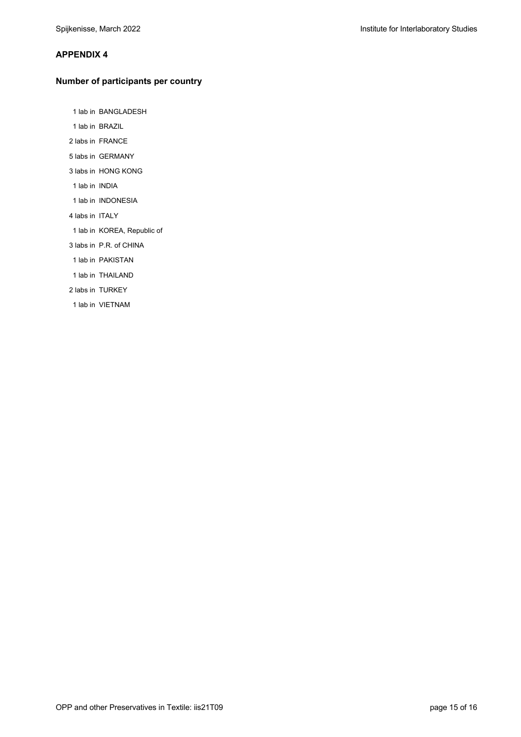## APPENDIX 4

### Number of participants per country

1 lab in BANGLADESH

1 lab in BRAZIL

2 labs in FRANCE

5 labs in GERMANY

3 labs in HONG KONG

1 lab in INDIA

1 lab in INDONESIA

4 labs in ITALY

1 lab in KOREA, Republic of

3 labs in P.R. of CHINA

1 lab in PAKISTAN

1 lab in THAILAND

2 labs in TURKEY

1 lab in VIETNAM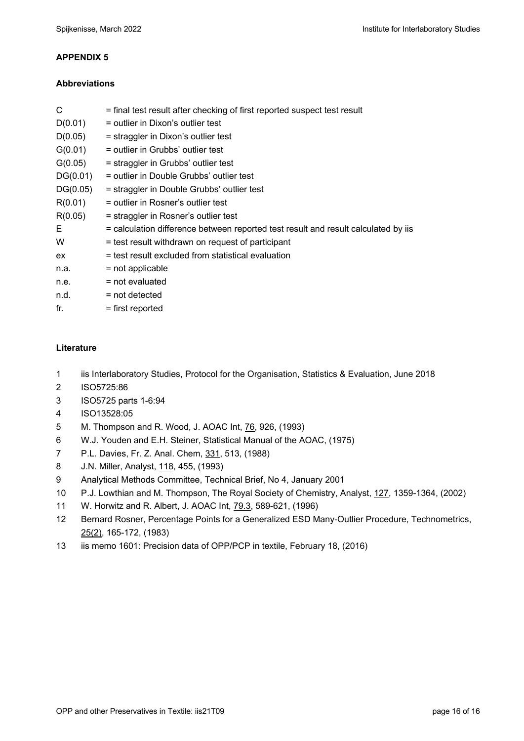**APPENDIX 5**

**Abbreviations**

| | |
|---|---|
| C | = final test result after checking of first reported suspect test result |
| D(0.01) | = outlier in Dixon's outlier test |
| D(0.05) | = straggler in Dixon's outlier test |
| G(0.01) | = outlier in Grubbs' outlier test |
| G(0.05) | = straggler in Grubbs' outlier test |
| DG(0.01) | = outlier in Double Grubbs' outlier test |
| DG(0.05) | = straggler in Double Grubbs' outlier test |
| R(0.01) | = outlier in Rosner's outlier test |
| R(0.05) | = straggler in Rosner's outlier test |
| E | = calculation difference between reported test result and result calculated by iis |
| W | = test result withdrawn on request of participant |
| ex | = test result excluded from statistical evaluation |
| n.a. | = not applicable |
| n.e. | = not evaluated |
| n.d. | = not detected |
| fr. | = first reported |

**Literature**

1. iis Interlaboratory Studies, Protocol for the Organisation, Statistics & Evaluation, June 2018
2. ISO5725:86
3. ISO5725 parts 1-6:94
4. ISO13528:05
5. M. Thompson and R. Wood, J. AOAC Int, 76, 926, (1993)
6. W.J. Youden and E.H. Steiner, Statistical Manual of the AOAC, (1975)
7. P.L. Davies, Fr. Z. Anal. Chem, 331, 513, (1988)
8. J.N. Miller, Analyst, 118, 455, (1993)
9. Analytical Methods Committee, Technical Brief, No 4, January 2001
10. P.J. Lowthian and M. Thompson, The Royal Society of Chemistry, Analyst, 127, 1359-1364, (2002)
11. W. Horwitz and R. Albert, J. AOAC Int, 79.3, 589-621, (1996)
12. Bernard Rosner, Percentage Points for a Generalized ESD Many-Outlier Procedure, Technometrics, 25(2), 165-172, (1983)
13. iis memo 1601: Precision data of OPP/PCP in textile, February 18, (2016)